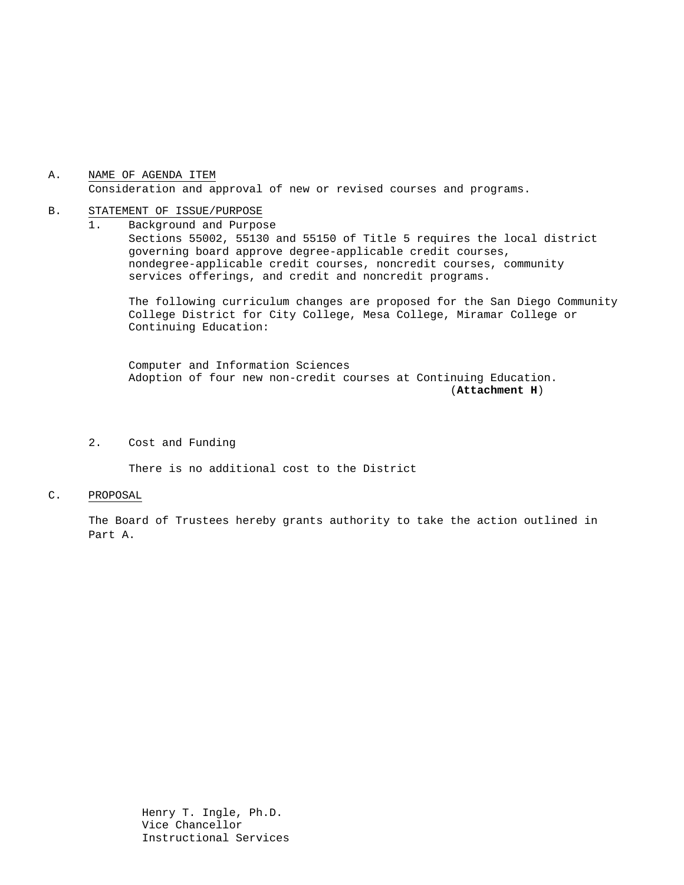A. NAME OF AGENDA ITEM
Consideration and approval of new or revised courses and programs.

B. STATEMENT OF ISSUE/PURPOSE

1. Background and Purpose
Sections 55002, 55130 and 55150 of Title 5 requires the local district governing board approve degree-applicable credit courses, nondegree-applicable credit courses, noncredit courses, community services offerings, and credit and noncredit programs.

   The following curriculum changes are proposed for the San Diego Community College District for City College, Mesa College, Miramar College or Continuing Education:

   Computer and Information Sciences
   Adoption of four new non-credit courses at Continuing Education.
   (**Attachment H**)

2. Cost and Funding

   There is no additional cost to the District

C. PROPOSAL

The Board of Trustees hereby grants authority to take the action outlined in Part A.

Henry T. Ingle, Ph.D.
Vice Chancellor
Instructional Services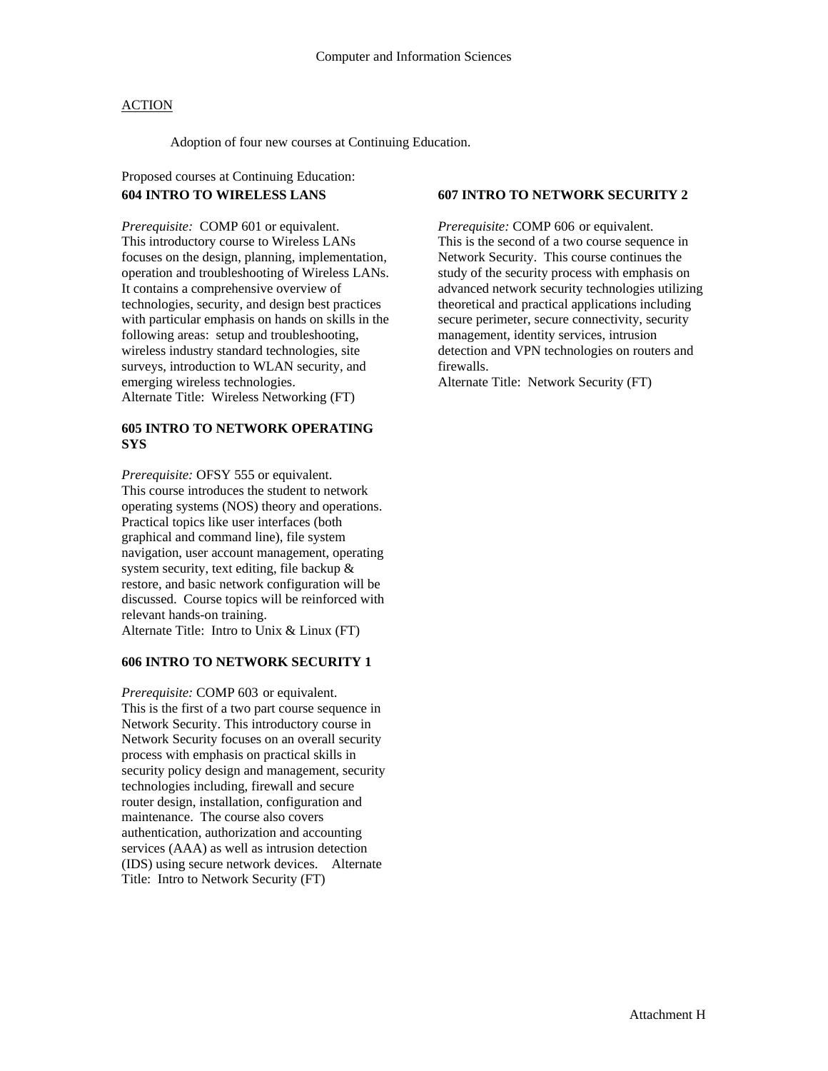Computer and Information Sciences

ACTION

Adoption of four new courses at Continuing Education.

Proposed courses at Continuing Education:

**604 INTRO TO WIRELESS LANS**

*Prerequisite:* COMP 601 or equivalent.
This introductory course to Wireless LANs focuses on the design, planning, implementation, operation and troubleshooting of Wireless LANs. It contains a comprehensive overview of technologies, security, and design best practices with particular emphasis on hands on skills in the following areas: setup and troubleshooting, wireless industry standard technologies, site surveys, introduction to WLAN security, and emerging wireless technologies.
Alternate Title: Wireless Networking (FT)

**605 INTRO TO NETWORK OPERATING SYS**

*Prerequisite:* OFSY 555 or equivalent.
This course introduces the student to network operating systems (NOS) theory and operations. Practical topics like user interfaces (both graphical and command line), file system navigation, user account management, operating system security, text editing, file backup & restore, and basic network configuration will be discussed. Course topics will be reinforced with relevant hands-on training.
Alternate Title: Intro to Unix & Linux (FT)

**606 INTRO TO NETWORK SECURITY 1**

*Prerequisite:* COMP 603 or equivalent.
This is the first of a two part course sequence in Network Security. This introductory course in Network Security focuses on an overall security process with emphasis on practical skills in security policy design and management, security technologies including, firewall and secure router design, installation, configuration and maintenance. The course also covers authentication, authorization and accounting services (AAA) as well as intrusion detection (IDS) using secure network devices. Alternate Title: Intro to Network Security (FT)

**607 INTRO TO NETWORK SECURITY 2**

*Prerequisite:* COMP 606 or equivalent.
This is the second of a two course sequence in Network Security. This course continues the study of the security process with emphasis on advanced network security technologies utilizing theoretical and practical applications including secure perimeter, secure connectivity, security management, identity services, intrusion detection and VPN technologies on routers and firewalls.
Alternate Title: Network Security (FT)

Attachment H